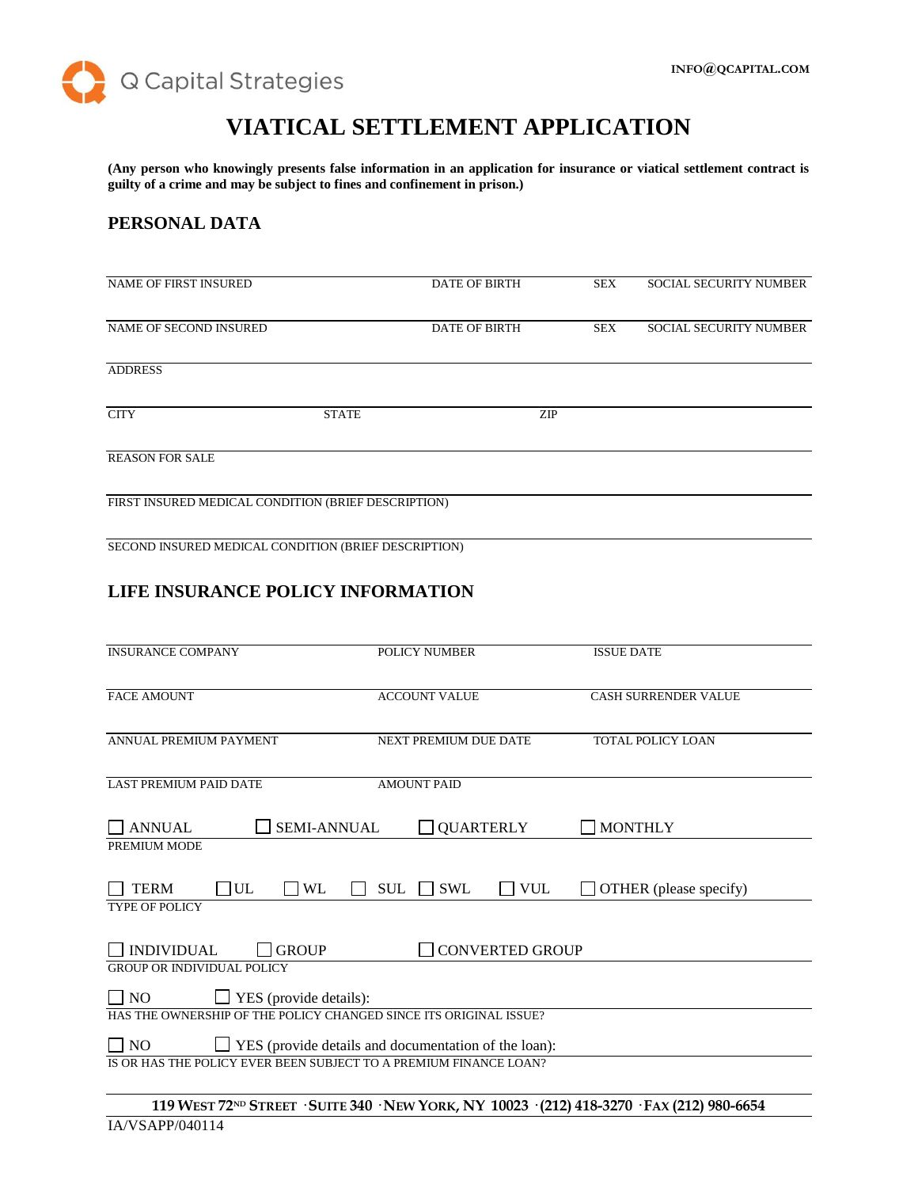Q Capital Strategies

INFO@QCAPITAL.COM

# VIATICAL SETTLEMENT APPLICATION

**(Any person who knowingly presents false information in an application for insurance or viatical settlement contract is guilty of a crime and may be subject to fines and confinement in prison.)**

## PERSONAL DATA

| NAME OF FIRST INSURED | DATE OF BIRTH | SEX | SOCIAL SECURITY NUMBER |
|---|---|---|---|
| NAME OF SECOND INSURED | DATE OF BIRTH | SEX | SOCIAL SECURITY NUMBER |

ADDRESS

| CITY | STATE | ZIP |
|---|---|---|

REASON FOR SALE

FIRST INSURED MEDICAL CONDITION (BRIEF DESCRIPTION)

SECOND INSURED MEDICAL CONDITION (BRIEF DESCRIPTION)

## LIFE INSURANCE POLICY INFORMATION

| INSURANCE COMPANY | POLICY NUMBER | ISSUE DATE |
|---|---|---|
| FACE AMOUNT | ACCOUNT VALUE | CASH SURRENDER VALUE |
| ANNUAL PREMIUM PAYMENT | NEXT PREMIUM DUE DATE | TOTAL POLICY LOAN |
| LAST PREMIUM PAID DATE | AMOUNT PAID | |

☐ ANNUAL ☐ SEMI-ANNUAL ☐ QUARTERLY ☐ MONTHLY
PREMIUM MODE

☐ TERM ☐ UL ☐ WL ☐ SUL ☐ SWL ☐ VUL ☐ OTHER (please specify)
TYPE OF POLICY

☐ INDIVIDUAL ☐ GROUP ☐ CONVERTED GROUP
GROUP OR INDIVIDUAL POLICY

☐ NO ☐ YES (provide details):
HAS THE OWNERSHIP OF THE POLICY CHANGED SINCE ITS ORIGINAL ISSUE?

☐ NO ☐ YES (provide details and documentation of the loan):
IS OR HAS THE POLICY EVER BEEN SUBJECT TO A PREMIUM FINANCE LOAN?

**119 WEST 72ND STREET · SUITE 340 · NEW YORK, NY 10023 · (212) 418-3270 · FAX (212) 980-6654**

IA/VSAPP/040114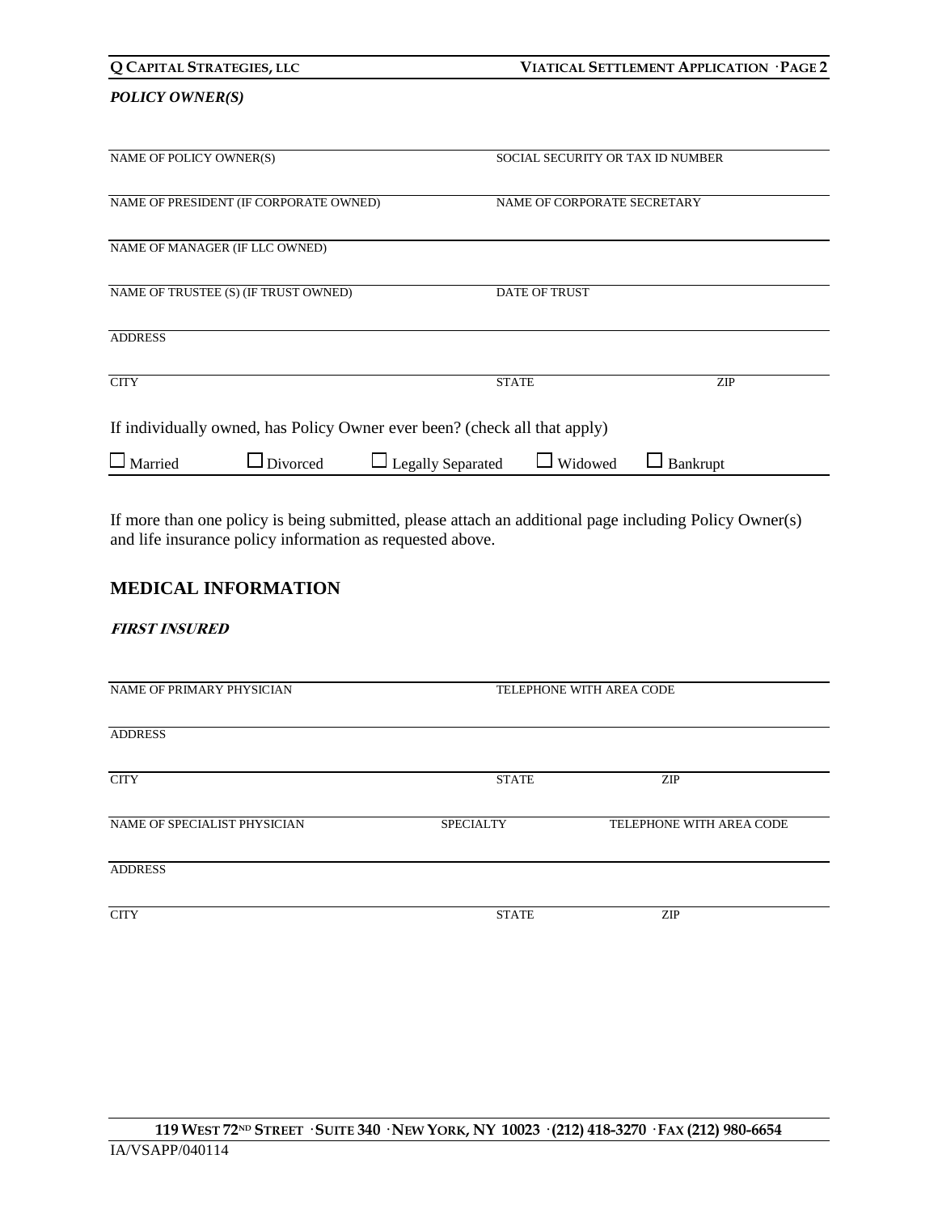*POLICY OWNER(S)*

| NAME OF POLICY OWNER(S) | SOCIAL SECURITY OR TAX ID NUMBER |
|---|---|
| NAME OF PRESIDENT (IF CORPORATE OWNED) | NAME OF CORPORATE SECRETARY |
| NAME OF MANAGER (IF LLC OWNED) | |
| NAME OF TRUSTEE (S) (IF TRUST OWNED) | DATE OF TRUST |
| ADDRESS | |

| CITY | STATE | ZIP |
|---|---|---|

If individually owned, has Policy Owner ever been? (check all that apply)

☐ Married ☐ Divorced ☐ Legally Separated ☐ Widowed ☐ Bankrupt

If more than one policy is being submitted, please attach an additional page including Policy Owner(s) and life insurance policy information as requested above.

## MEDICAL INFORMATION

***FIRST INSURED***

| NAME OF PRIMARY PHYSICIAN | TELEPHONE WITH AREA CODE |
|---|---|
| ADDRESS | |

| CITY | STATE | ZIP |
|---|---|---|

| NAME OF SPECIALIST PHYSICIAN | SPECIALTY | TELEPHONE WITH AREA CODE |
|---|---|---|
| ADDRESS | | |
| CITY | STATE | ZIP |

**119 WEST 72ND STREET · SUITE 340 · NEW YORK, NY 10023 · (212) 418-3270 · FAX (212) 980-6654**

IA/VSAPP/040114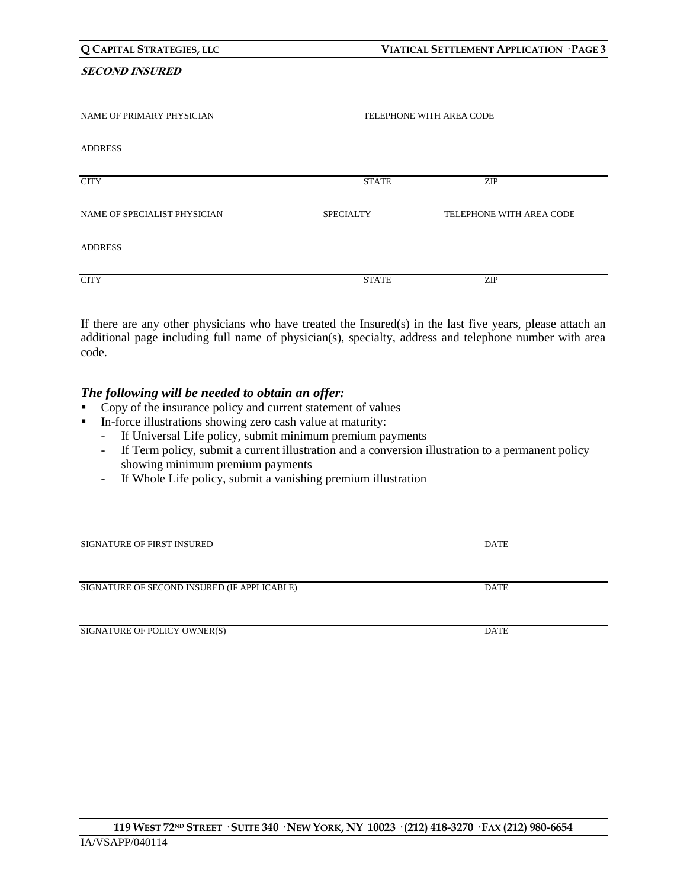***SECOND INSURED***

| NAME OF PRIMARY PHYSICIAN | | TELEPHONE WITH AREA CODE |
|---|---|---|
| ADDRESS | | |
| CITY | STATE | ZIP |
| NAME OF SPECIALIST PHYSICIAN | SPECIALTY | TELEPHONE WITH AREA CODE |
| ADDRESS | | |
| CITY | STATE | ZIP |

If there are any other physicians who have treated the Insured(s) in the last five years, please attach an additional page including full name of physician(s), specialty, address and telephone number with area code.

### *The following will be needed to obtain an offer:*

- Copy of the insurance policy and current statement of values
- In-force illustrations showing zero cash value at maturity:
  - If Universal Life policy, submit minimum premium payments
  - If Term policy, submit a current illustration and a conversion illustration to a permanent policy showing minimum premium payments
  - If Whole Life policy, submit a vanishing premium illustration

| SIGNATURE OF FIRST INSURED | DATE |
|---|---|
| SIGNATURE OF SECOND INSURED (IF APPLICABLE) | DATE |
| SIGNATURE OF POLICY OWNER(S) | DATE |

**119 WEST 72ND STREET · SUITE 340 · NEW YORK, NY 10023 · (212) 418-3270 · FAX (212) 980-6654**

IA/VSAPP/040114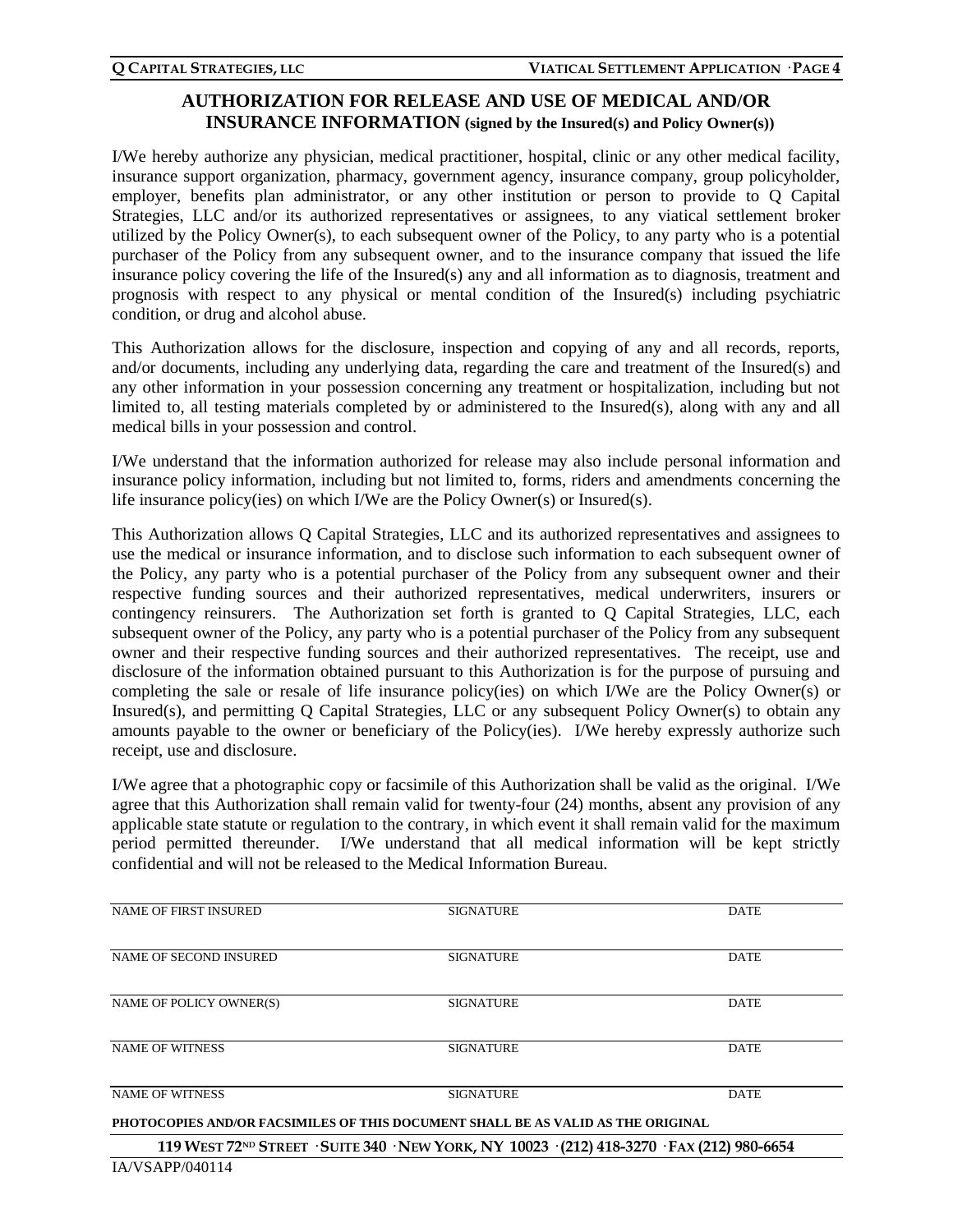## AUTHORIZATION FOR RELEASE AND USE OF MEDICAL AND/OR INSURANCE INFORMATION (signed by the Insured(s) and Policy Owner(s))

I/We hereby authorize any physician, medical practitioner, hospital, clinic or any other medical facility, insurance support organization, pharmacy, government agency, insurance company, group policyholder, employer, benefits plan administrator, or any other institution or person to provide to Q Capital Strategies, LLC and/or its authorized representatives or assignees, to any viatical settlement broker utilized by the Policy Owner(s), to each subsequent owner of the Policy, to any party who is a potential purchaser of the Policy from any subsequent owner, and to the insurance company that issued the life insurance policy covering the life of the Insured(s) any and all information as to diagnosis, treatment and prognosis with respect to any physical or mental condition of the Insured(s) including psychiatric condition, or drug and alcohol abuse.

This Authorization allows for the disclosure, inspection and copying of any and all records, reports, and/or documents, including any underlying data, regarding the care and treatment of the Insured(s) and any other information in your possession concerning any treatment or hospitalization, including but not limited to, all testing materials completed by or administered to the Insured(s), along with any and all medical bills in your possession and control.

I/We understand that the information authorized for release may also include personal information and insurance policy information, including but not limited to, forms, riders and amendments concerning the life insurance policy(ies) on which I/We are the Policy Owner(s) or Insured(s).

This Authorization allows Q Capital Strategies, LLC and its authorized representatives and assignees to use the medical or insurance information, and to disclose such information to each subsequent owner of the Policy, any party who is a potential purchaser of the Policy from any subsequent owner and their respective funding sources and their authorized representatives, medical underwriters, insurers or contingency reinsurers. The Authorization set forth is granted to Q Capital Strategies, LLC, each subsequent owner of the Policy, any party who is a potential purchaser of the Policy from any subsequent owner and their respective funding sources and their authorized representatives. The receipt, use and disclosure of the information obtained pursuant to this Authorization is for the purpose of pursuing and completing the sale or resale of life insurance policy(ies) on which I/We are the Policy Owner(s) or Insured(s), and permitting Q Capital Strategies, LLC or any subsequent Policy Owner(s) to obtain any amounts payable to the owner or beneficiary of the Policy(ies). I/We hereby expressly authorize such receipt, use and disclosure.

I/We agree that a photographic copy or facsimile of this Authorization shall be valid as the original. I/We agree that this Authorization shall remain valid for twenty-four (24) months, absent any provision of any applicable state statute or regulation to the contrary, in which event it shall remain valid for the maximum period permitted thereunder. I/We understand that all medical information will be kept strictly confidential and will not be released to the Medical Information Bureau.

| NAME OF FIRST INSURED | SIGNATURE | DATE |
|---|---|---|
| NAME OF SECOND INSURED | SIGNATURE | DATE |
| NAME OF POLICY OWNER(S) | SIGNATURE | DATE |
| NAME OF WITNESS | SIGNATURE | DATE |
| NAME OF WITNESS | SIGNATURE | DATE |

**PHOTOCOPIES AND/OR FACSIMILES OF THIS DOCUMENT SHALL BE AS VALID AS THE ORIGINAL**

**119 WEST 72ND STREET · SUITE 340 · NEW YORK, NY 10023 · (212) 418-3270 · FAX (212) 980-6654**

IA/VSAPP/040114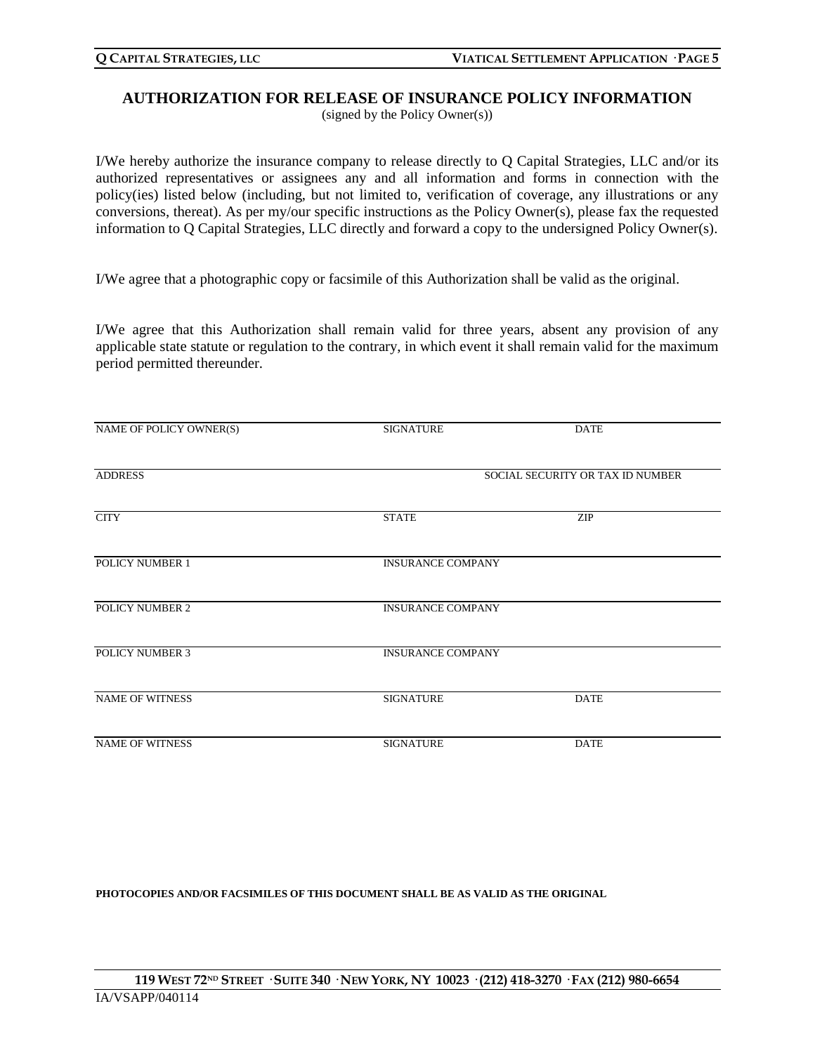## AUTHORIZATION FOR RELEASE OF INSURANCE POLICY INFORMATION

(signed by the Policy Owner(s))

I/We hereby authorize the insurance company to release directly to Q Capital Strategies, LLC and/or its authorized representatives or assignees any and all information and forms in connection with the policy(ies) listed below (including, but not limited to, verification of coverage, any illustrations or any conversions, thereat). As per my/our specific instructions as the Policy Owner(s), please fax the requested information to Q Capital Strategies, LLC directly and forward a copy to the undersigned Policy Owner(s).

I/We agree that a photographic copy or facsimile of this Authorization shall be valid as the original.

I/We agree that this Authorization shall remain valid for three years, absent any provision of any applicable state statute or regulation to the contrary, in which event it shall remain valid for the maximum period permitted thereunder.

| NAME OF POLICY OWNER(S) | SIGNATURE | DATE |
|---|---|---|
| ADDRESS | | SOCIAL SECURITY OR TAX ID NUMBER |
| CITY | STATE | ZIP |
| POLICY NUMBER 1 | INSURANCE COMPANY | |
| POLICY NUMBER 2 | INSURANCE COMPANY | |
| POLICY NUMBER 3 | INSURANCE COMPANY | |
| NAME OF WITNESS | SIGNATURE | DATE |
| NAME OF WITNESS | SIGNATURE | DATE |

**PHOTOCOPIES AND/OR FACSIMILES OF THIS DOCUMENT SHALL BE AS VALID AS THE ORIGINAL**

**119 WEST 72ND STREET · SUITE 340 · NEW YORK, NY 10023 · (212) 418-3270 · FAX (212) 980-6654**

IA/VSAPP/040114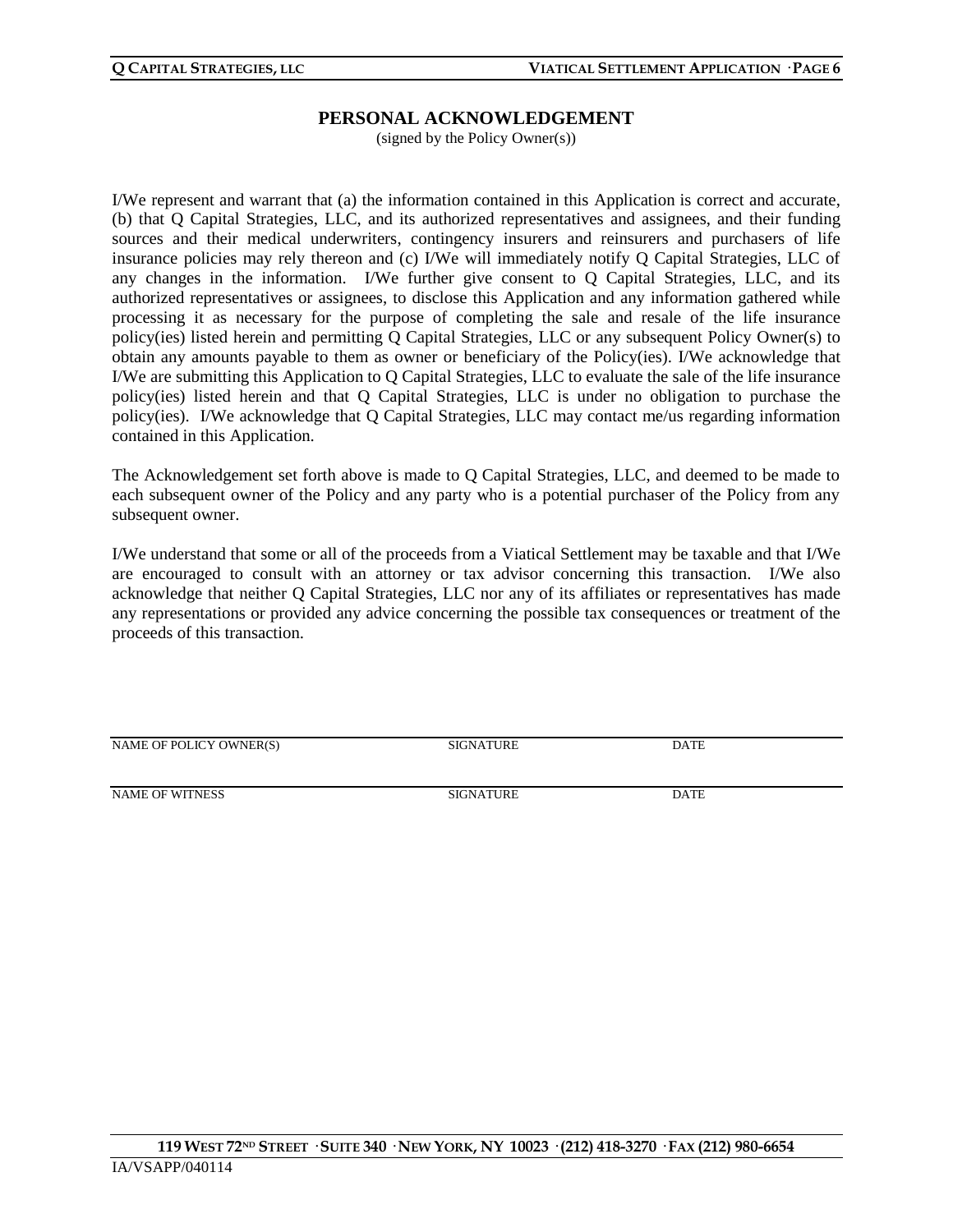## PERSONAL ACKNOWLEDGEMENT

(signed by the Policy Owner(s))

I/We represent and warrant that (a) the information contained in this Application is correct and accurate, (b) that Q Capital Strategies, LLC, and its authorized representatives and assignees, and their funding sources and their medical underwriters, contingency insurers and reinsurers and purchasers of life insurance policies may rely thereon and (c) I/We will immediately notify Q Capital Strategies, LLC of any changes in the information. I/We further give consent to Q Capital Strategies, LLC, and its authorized representatives or assignees, to disclose this Application and any information gathered while processing it as necessary for the purpose of completing the sale and resale of the life insurance policy(ies) listed herein and permitting Q Capital Strategies, LLC or any subsequent Policy Owner(s) to obtain any amounts payable to them as owner or beneficiary of the Policy(ies). I/We acknowledge that I/We are submitting this Application to Q Capital Strategies, LLC to evaluate the sale of the life insurance policy(ies) listed herein and that Q Capital Strategies, LLC is under no obligation to purchase the policy(ies). I/We acknowledge that Q Capital Strategies, LLC may contact me/us regarding information contained in this Application.

The Acknowledgement set forth above is made to Q Capital Strategies, LLC, and deemed to be made to each subsequent owner of the Policy and any party who is a potential purchaser of the Policy from any subsequent owner.

I/We understand that some or all of the proceeds from a Viatical Settlement may be taxable and that I/We are encouraged to consult with an attorney or tax advisor concerning this transaction. I/We also acknowledge that neither Q Capital Strategies, LLC nor any of its affiliates or representatives has made any representations or provided any advice concerning the possible tax consequences or treatment of the proceeds of this transaction.

| | | |
|---|---|---|
| NAME OF POLICY OWNER(S) | SIGNATURE | DATE |
| NAME OF WITNESS | SIGNATURE | DATE |

119 WEST 72ND STREET · SUITE 340 · NEW YORK, NY 10023 · (212) 418-3270 · FAX (212) 980-6654

IA/VSAPP/040114